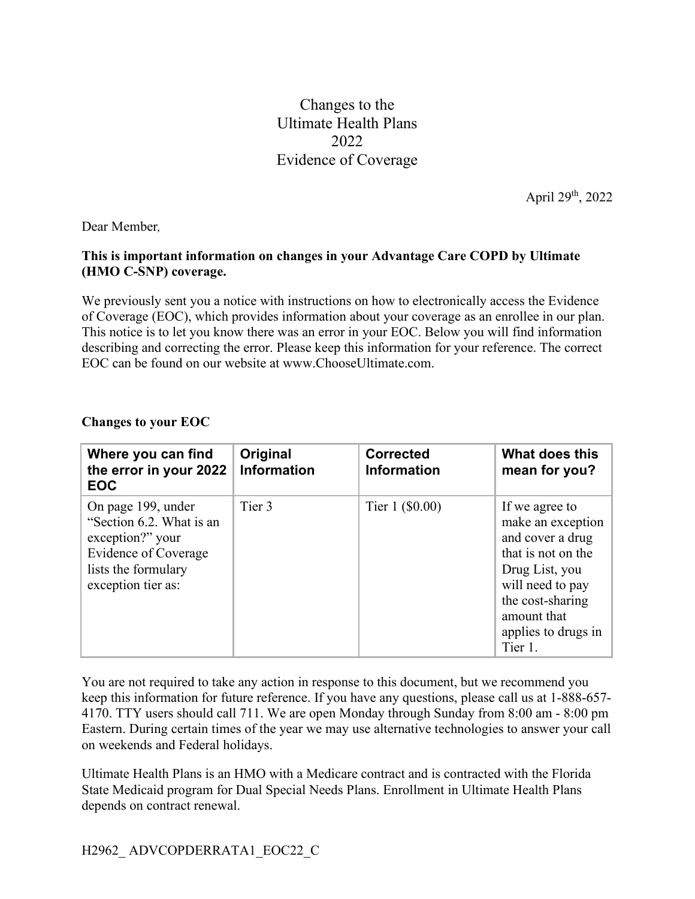# Changes to the Ultimate Health Plans 2022 Evidence of Coverage

April 29th, 2022

Dear Member,

**This is important information on changes in your Advantage Care COPD by Ultimate (HMO C-SNP) coverage.**

We previously sent you a notice with instructions on how to electronically access the Evidence of Coverage (EOC), which provides information about your coverage as an enrollee in our plan. This notice is to let you know there was an error in your EOC. Below you will find information describing and correcting the error. Please keep this information for your reference. The correct EOC can be found on our website at www.ChooseUltimate.com.

**Changes to your EOC**

| Where you can find the error in your 2022 EOC | Original Information | Corrected Information | What does this mean for you? |
| --- | --- | --- | --- |
| On page 199, under "Section 6.2. What is an exception?" your Evidence of Coverage lists the formulary exception tier as: | Tier 3 | Tier 1 ($0.00) | If we agree to make an exception and cover a drug that is not on the Drug List, you will need to pay the cost-sharing amount that applies to drugs in Tier 1. |

You are not required to take any action in response to this document, but we recommend you keep this information for future reference. If you have any questions, please call us at 1-888-657-4170. TTY users should call 711. We are open Monday through Sunday from 8:00 am - 8:00 pm Eastern. During certain times of the year we may use alternative technologies to answer your call on weekends and Federal holidays.

Ultimate Health Plans is an HMO with a Medicare contract and is contracted with the Florida State Medicaid program for Dual Special Needs Plans. Enrollment in Ultimate Health Plans depends on contract renewal.

H2962_ ADVCOPDERRATA1_EOC22_C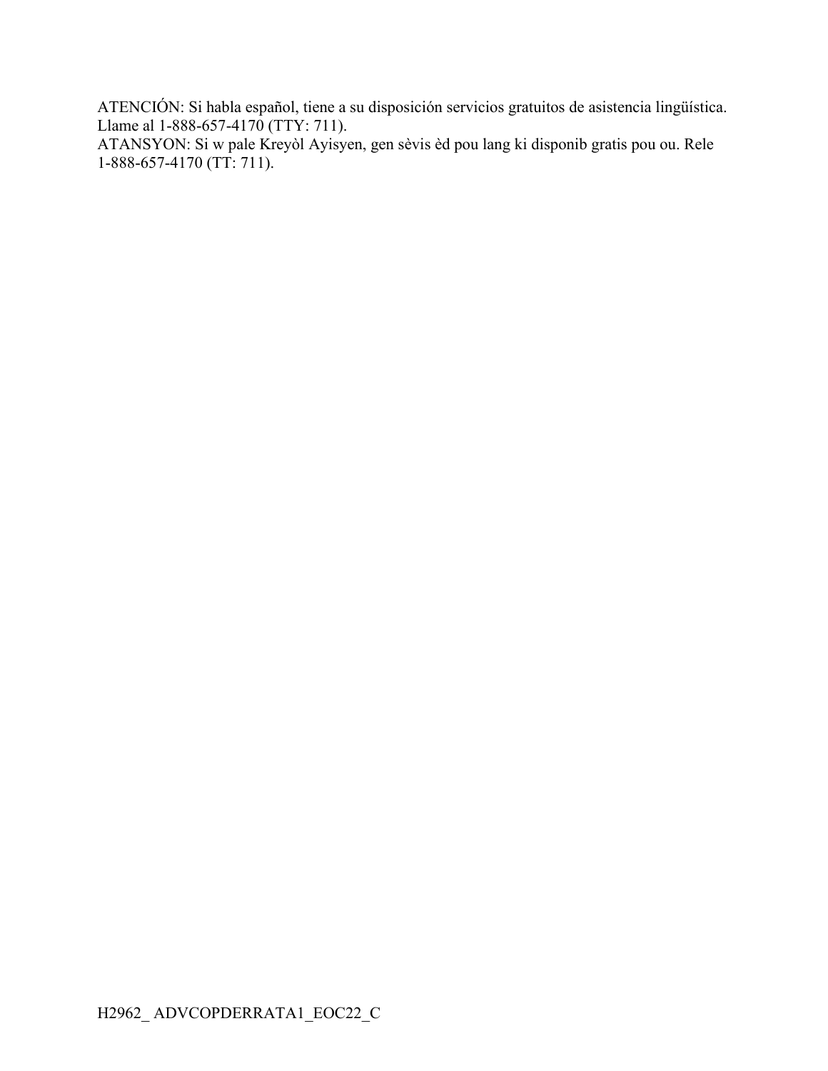ATENCIÓN: Si habla español, tiene a su disposición servicios gratuitos de asistencia lingüística. Llame al 1-888-657-4170 (TTY: 711).
ATANSYON: Si w pale Kreyòl Ayisyen, gen sèvis èd pou lang ki disponib gratis pou ou. Rele 1-888-657-4170 (TT: 711).

H2962_ ADVCOPDERRATA1_EOC22_C